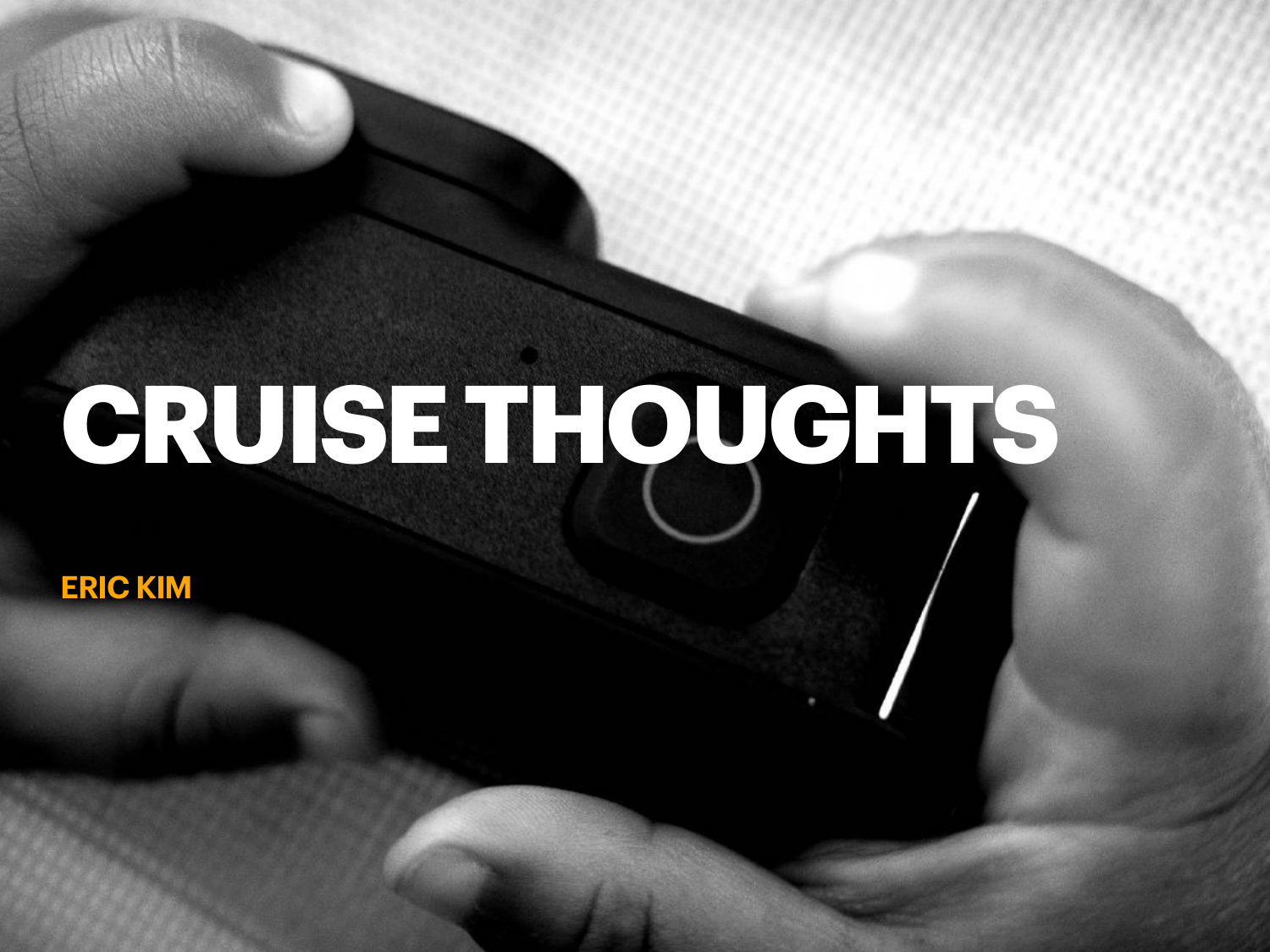# CRUISE THOUGHTS

**ERIC KIM**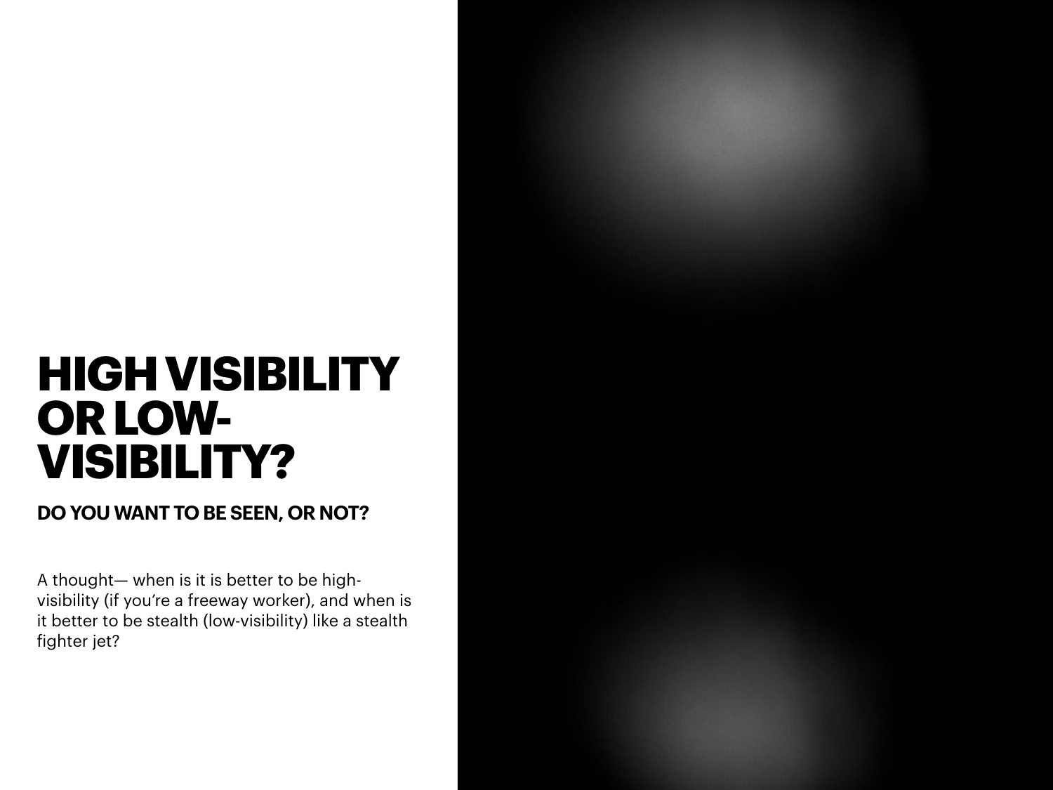# HIGH VISIBILITY OR LOW-VISIBILITY?

## DO YOU WANT TO BE SEEN, OR NOT?

A thought— when is it is better to be high-visibility (if you're a freeway worker), and when is it better to be stealth (low-visibility) like a stealth fighter jet?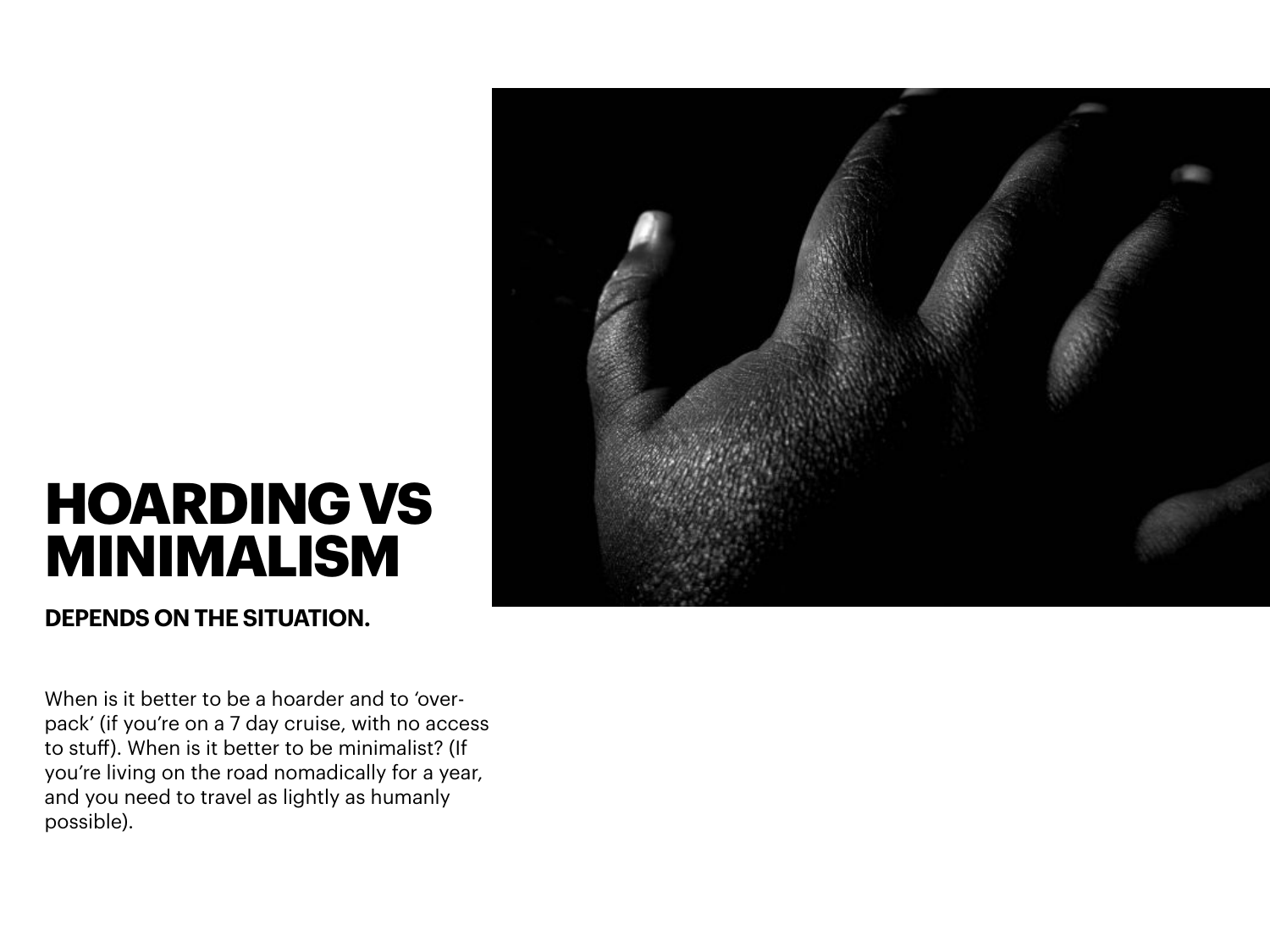# HOARDING VS MINIMALISM

**DEPENDS ON THE SITUATION.**

When is it better to be a hoarder and to 'over-pack' (if you're on a 7 day cruise, with no access to stuff). When is it better to be minimalist? (If you're living on the road nomadically for a year, and you need to travel as lightly as humanly possible).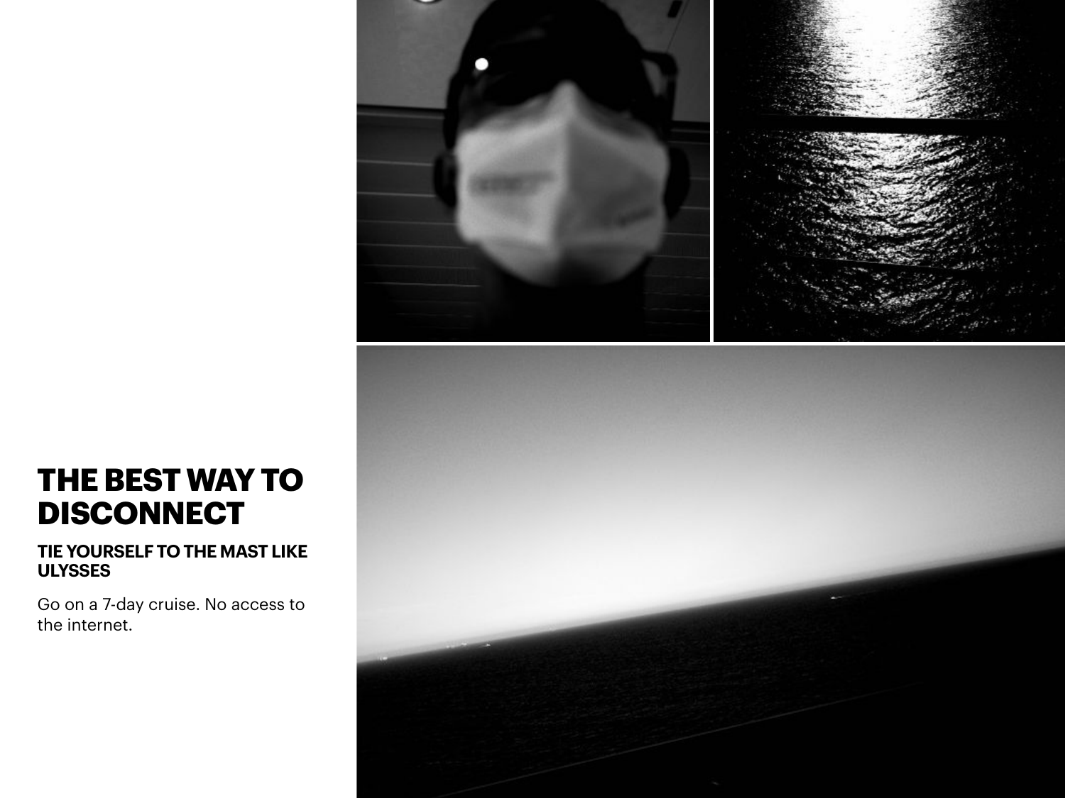# THE BEST WAY TO DISCONNECT

**TIE YOURSELF TO THE MAST LIKE ULYSSES**

Go on a 7-day cruise. No access to the internet.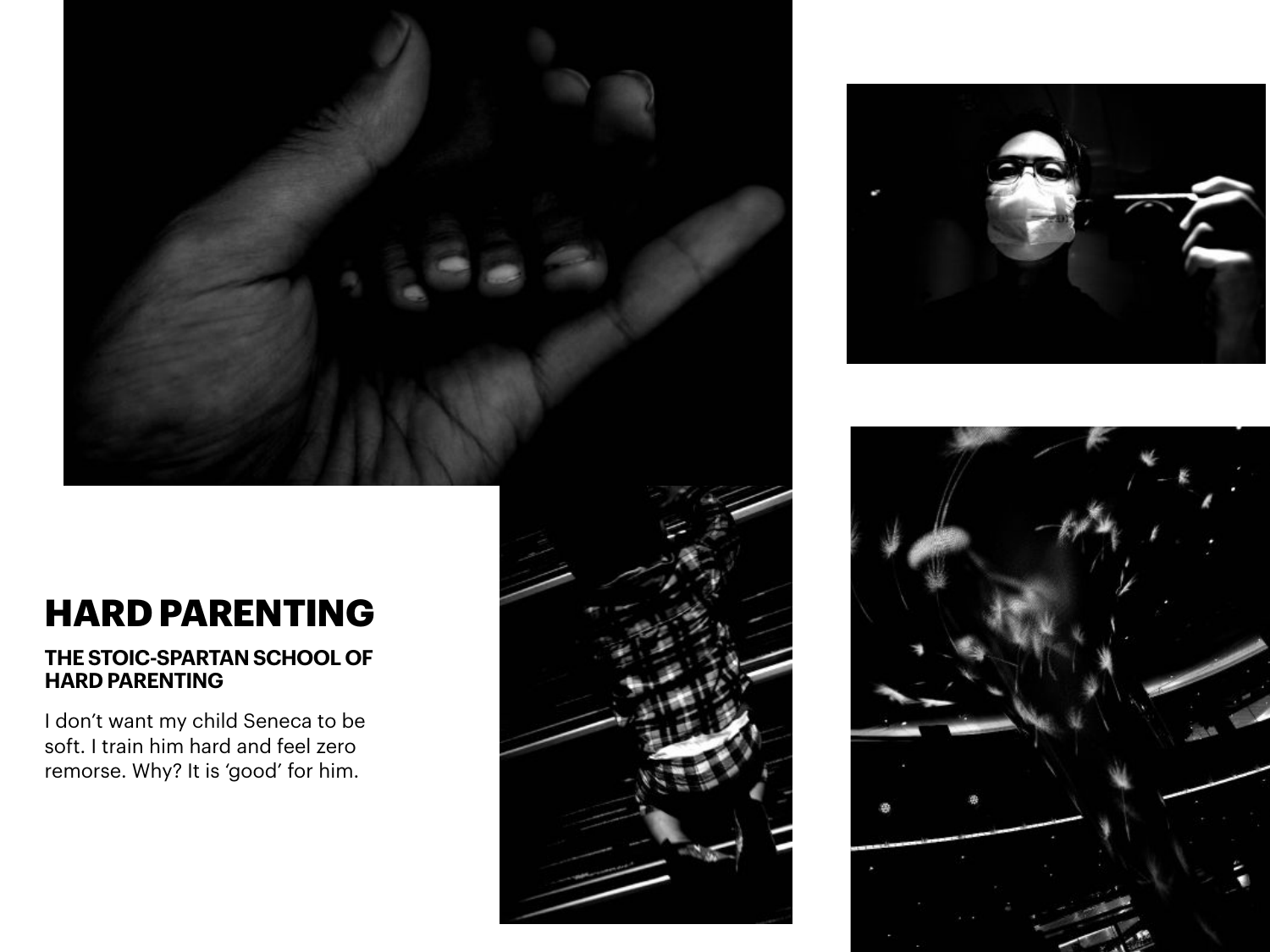# HARD PARENTING

### THE STOIC-SPARTAN SCHOOL OF HARD PARENTING

I don't want my child Seneca to be soft. I train him hard and feel zero remorse. Why? It is 'good' for him.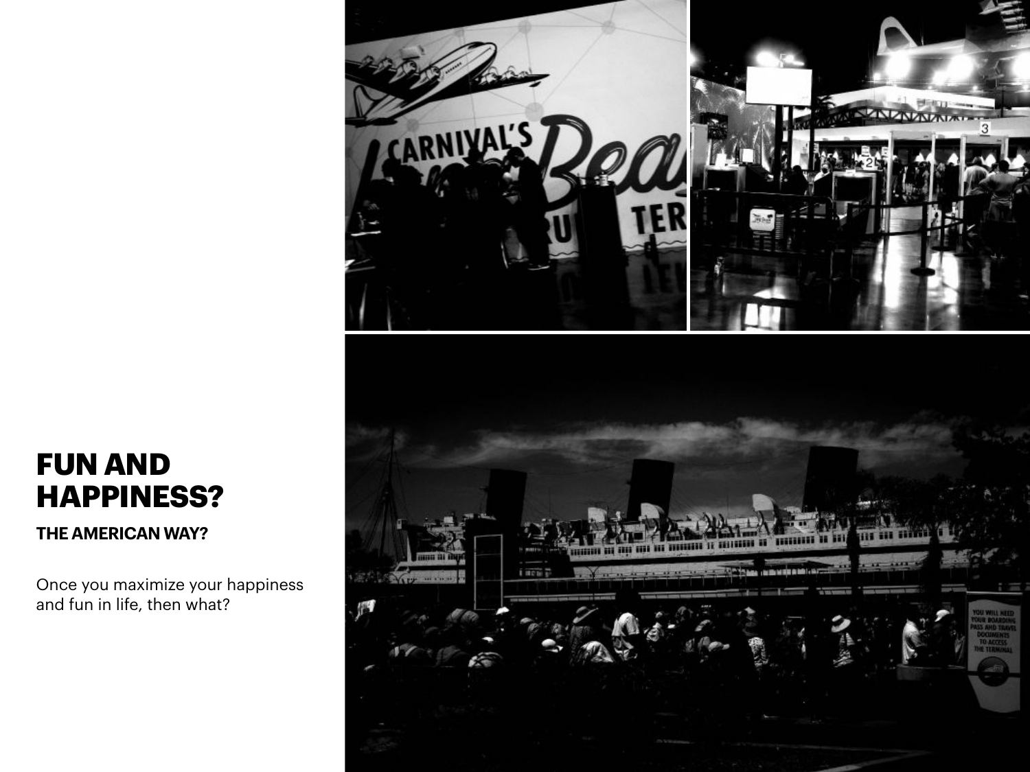# FUN AND HAPPINESS?

**THE AMERICAN WAY?**

Once you maximize your happiness and fun in life, then what?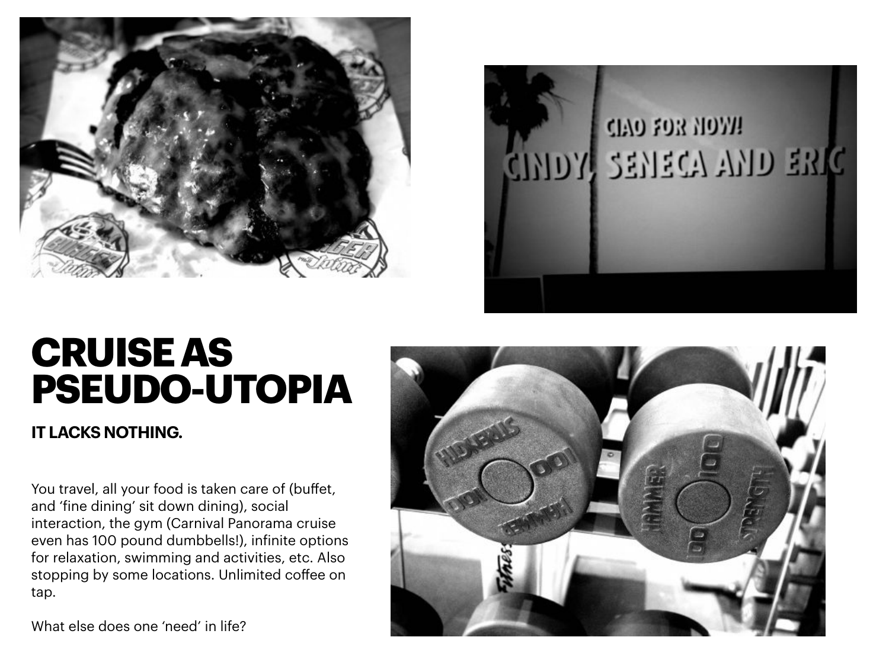# CRUISE AS PSEUDO-UTOPIA

**IT LACKS NOTHING.**

You travel, all your food is taken care of (buffet, and 'fine dining' sit down dining), social interaction, the gym (Carnival Panorama cruise even has 100 pound dumbbells!), infinite options for relaxation, swimming and activities, etc. Also stopping by some locations. Unlimited coffee on tap.

What else does one 'need' in life?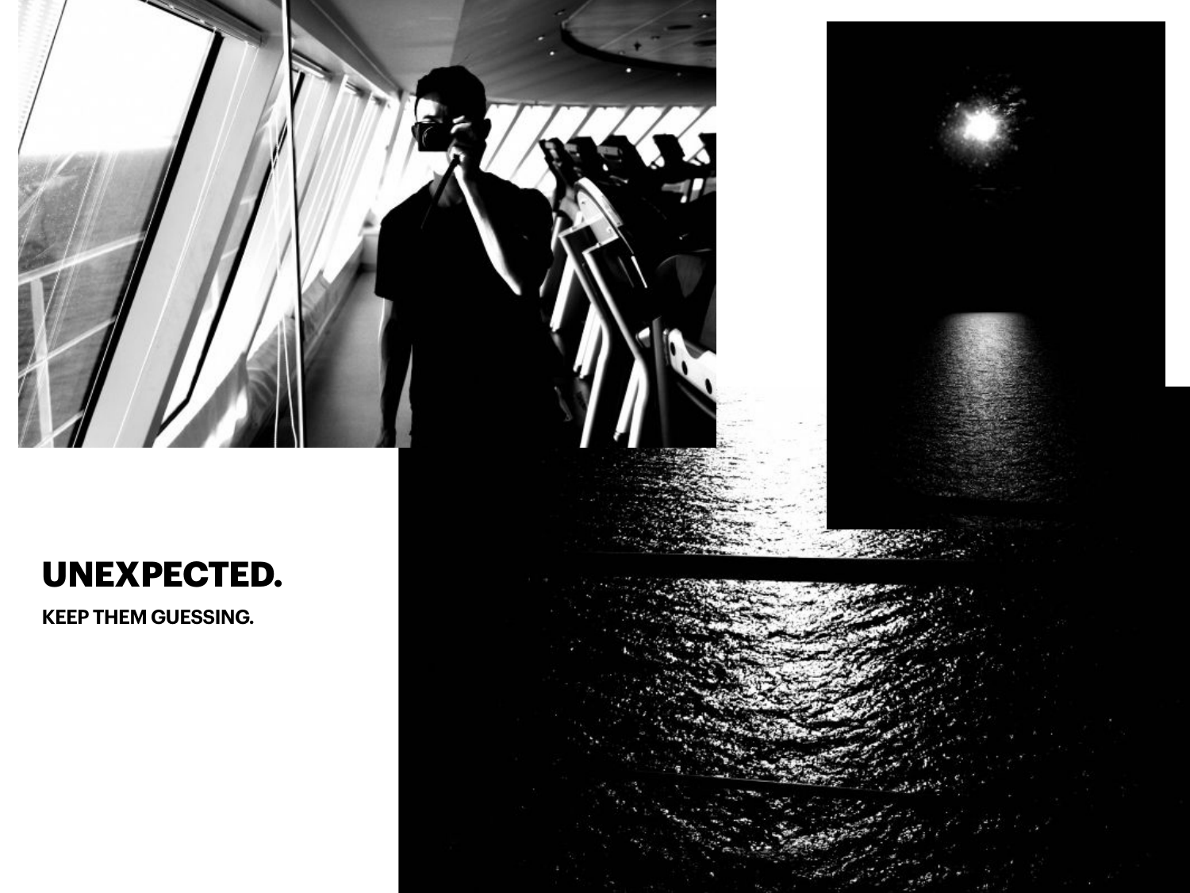# UNEXPECTED.

**KEEP THEM GUESSING.**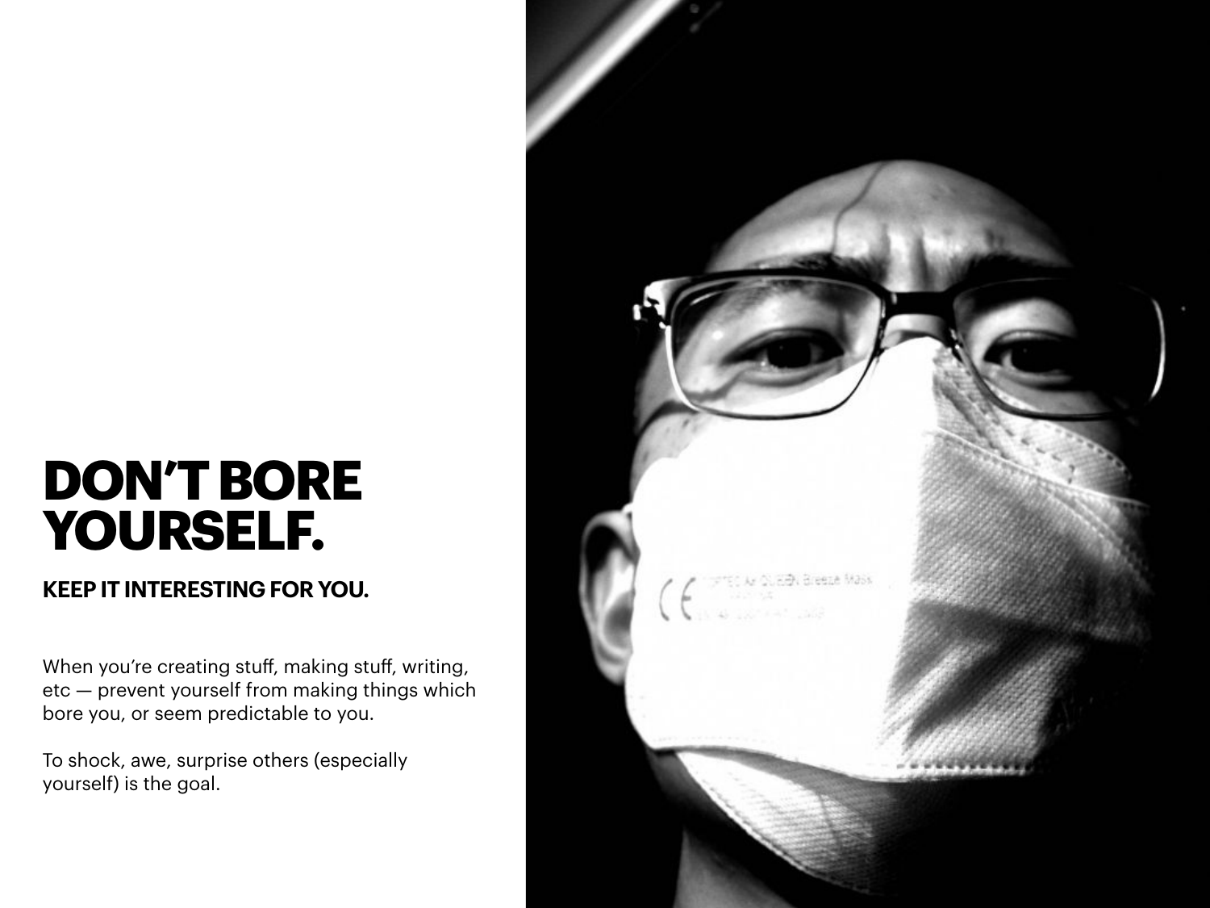# DON'T BORE YOURSELF.

**KEEP IT INTERESTING FOR YOU.**

When you're creating stuff, making stuff, writing, etc — prevent yourself from making things which bore you, or seem predictable to you.

To shock, awe, surprise others (especially yourself) is the goal.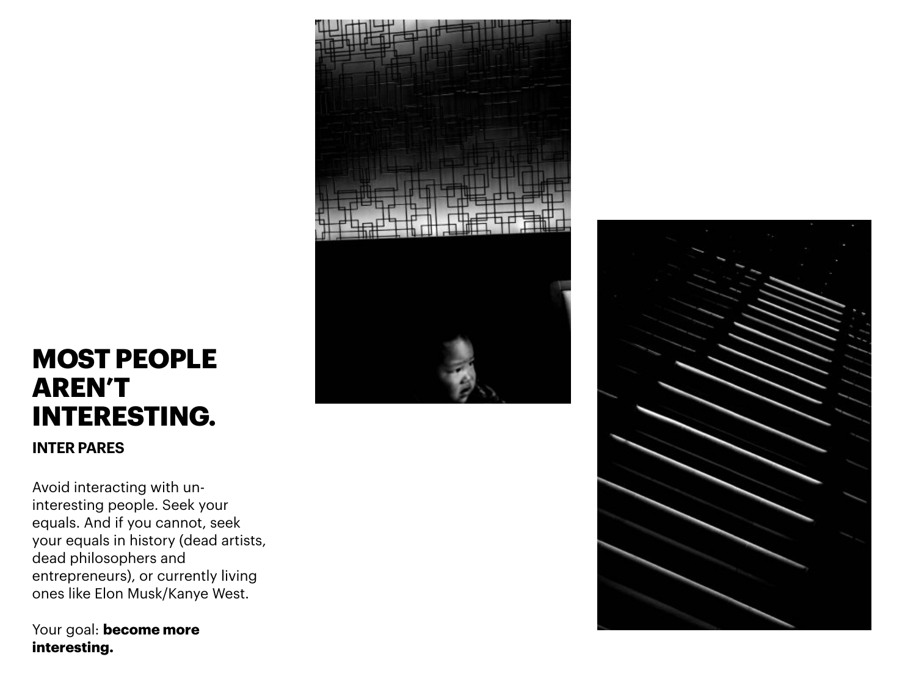# MOST PEOPLE AREN'T INTERESTING.

### INTER PARES

Avoid interacting with un-interesting people. Seek your equals. And if you cannot, seek your equals in history (dead artists, dead philosophers and entrepreneurs), or currently living ones like Elon Musk/Kanye West.

Your goal: **become more interesting.**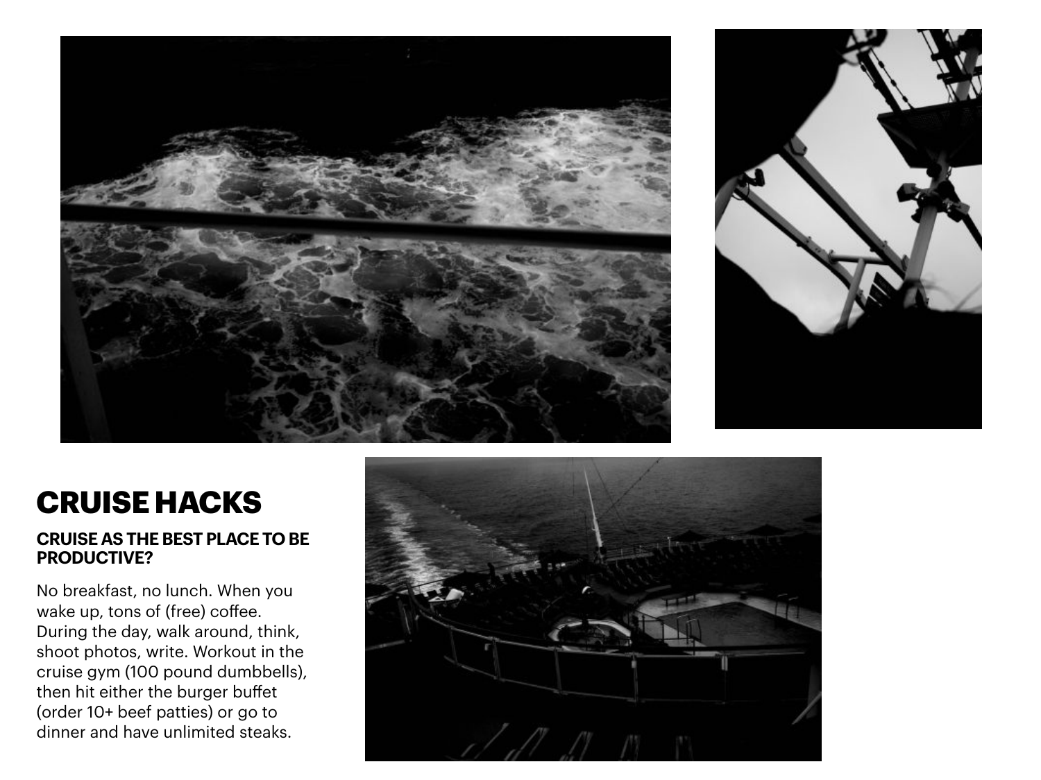# CRUISE HACKS

### CRUISE AS THE BEST PLACE TO BE PRODUCTIVE?

No breakfast, no lunch. When you wake up, tons of (free) coffee. During the day, walk around, think, shoot photos, write. Workout in the cruise gym (100 pound dumbbells), then hit either the burger buffet (order 10+ beef patties) or go to dinner and have unlimited steaks.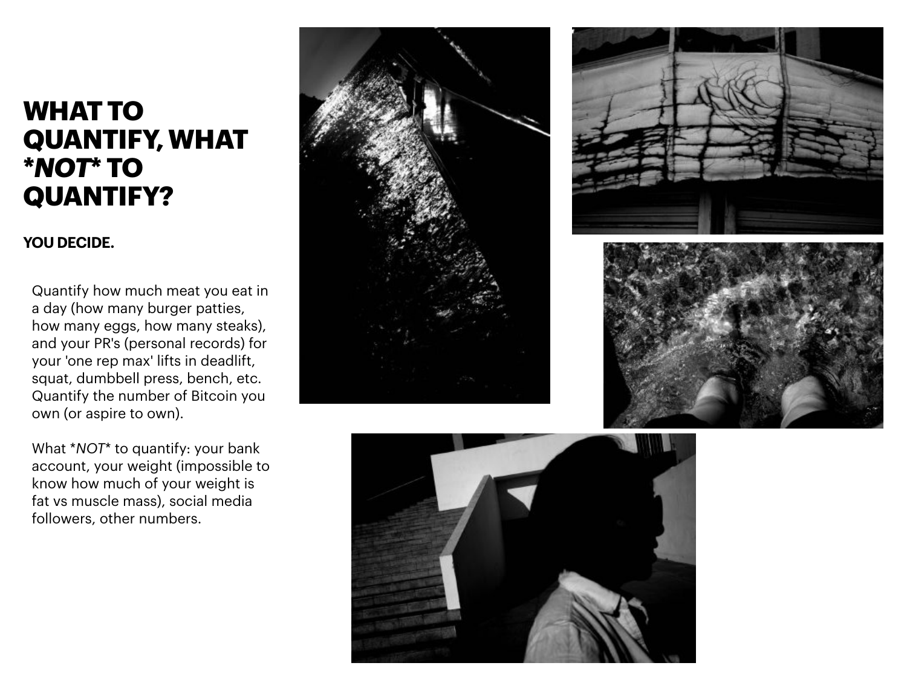# WHAT TO QUANTIFY, WHAT ****NOT**** TO QUANTIFY?

**YOU DECIDE.**

Quantify how much meat you eat in a day (how many burger patties, how many eggs, how many steaks), and your PR's (personal records) for your 'one rep max' lifts in deadlift, squat, dumbbell press, bench, etc. Quantify the number of Bitcoin you own (or aspire to own).

What **NOT** to quantify: your bank account, your weight (impossible to know how much of your weight is fat vs muscle mass), social media followers, other numbers.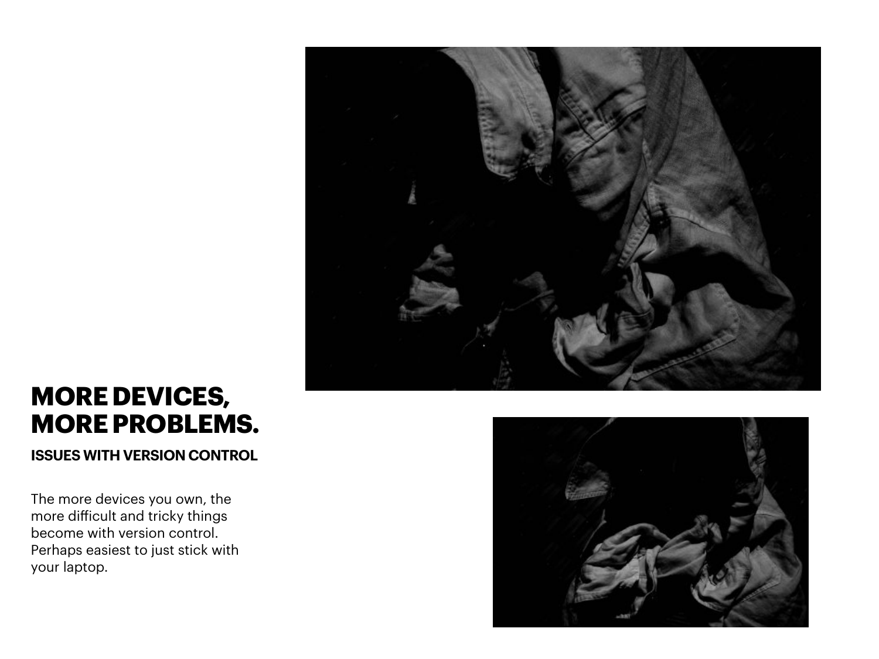# MORE DEVICES, MORE PROBLEMS.

### ISSUES WITH VERSION CONTROL

The more devices you own, the more difficult and tricky things become with version control. Perhaps easiest to just stick with your laptop.